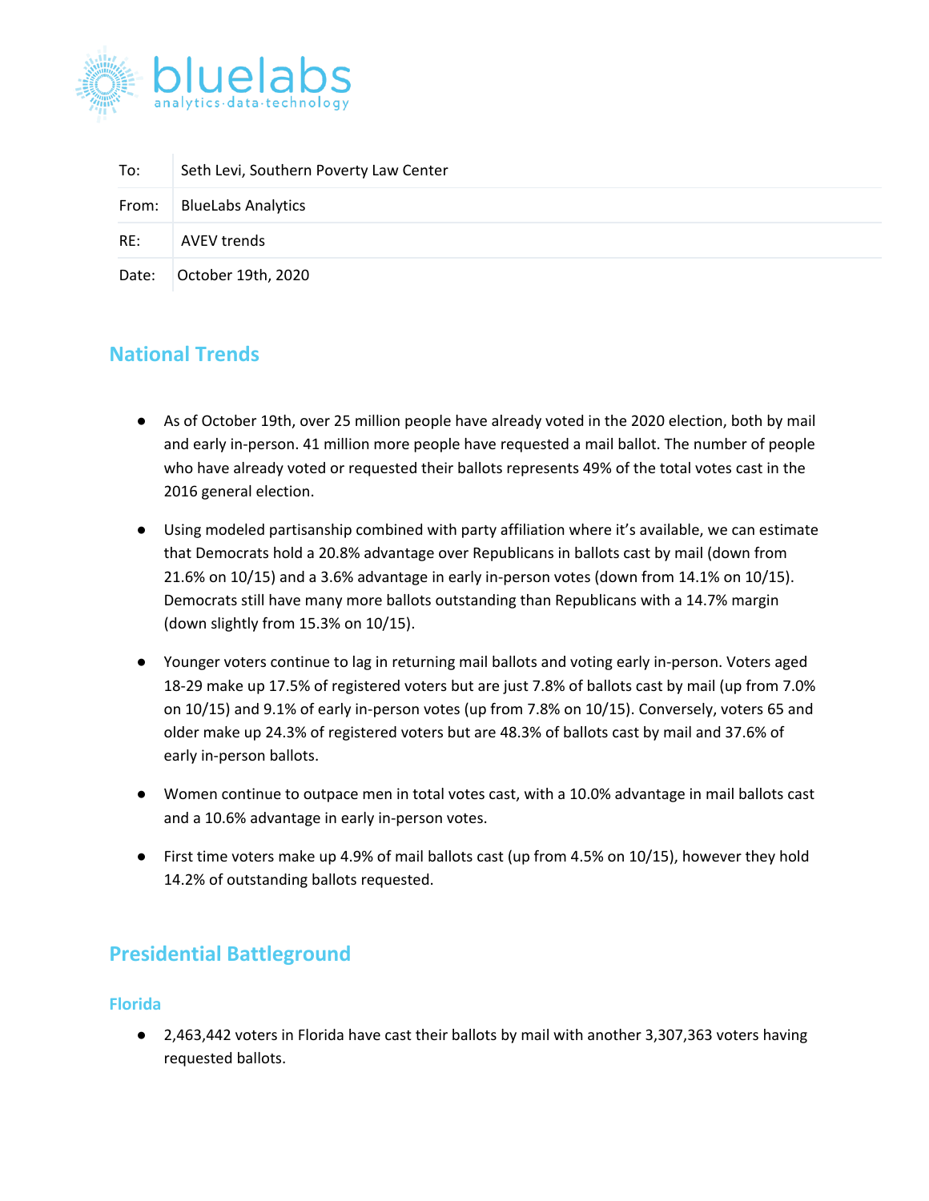bluelabs
analytics·data·technology

| | |
|---|---|
| To: | Seth Levi, Southern Poverty Law Center |
| From: | BlueLabs Analytics |
| RE: | AVEV trends |
| Date: | October 19th, 2020 |

## National Trends

- As of October 19th, over 25 million people have already voted in the 2020 election, both by mail and early in-person. 41 million more people have requested a mail ballot. The number of people who have already voted or requested their ballots represents 49% of the total votes cast in the 2016 general election.
- Using modeled partisanship combined with party affiliation where it's available, we can estimate that Democrats hold a 20.8% advantage over Republicans in ballots cast by mail (down from 21.6% on 10/15) and a 3.6% advantage in early in-person votes (down from 14.1% on 10/15). Democrats still have many more ballots outstanding than Republicans with a 14.7% margin (down slightly from 15.3% on 10/15).
- Younger voters continue to lag in returning mail ballots and voting early in-person. Voters aged 18-29 make up 17.5% of registered voters but are just 7.8% of ballots cast by mail (up from 7.0% on 10/15) and 9.1% of early in-person votes (up from 7.8% on 10/15). Conversely, voters 65 and older make up 24.3% of registered voters but are 48.3% of ballots cast by mail and 37.6% of early in-person ballots.
- Women continue to outpace men in total votes cast, with a 10.0% advantage in mail ballots cast and a 10.6% advantage in early in-person votes.
- First time voters make up 4.9% of mail ballots cast (up from 4.5% on 10/15), however they hold 14.2% of outstanding ballots requested.

## Presidential Battleground

### Florida

- 2,463,442 voters in Florida have cast their ballots by mail with another 3,307,363 voters having requested ballots.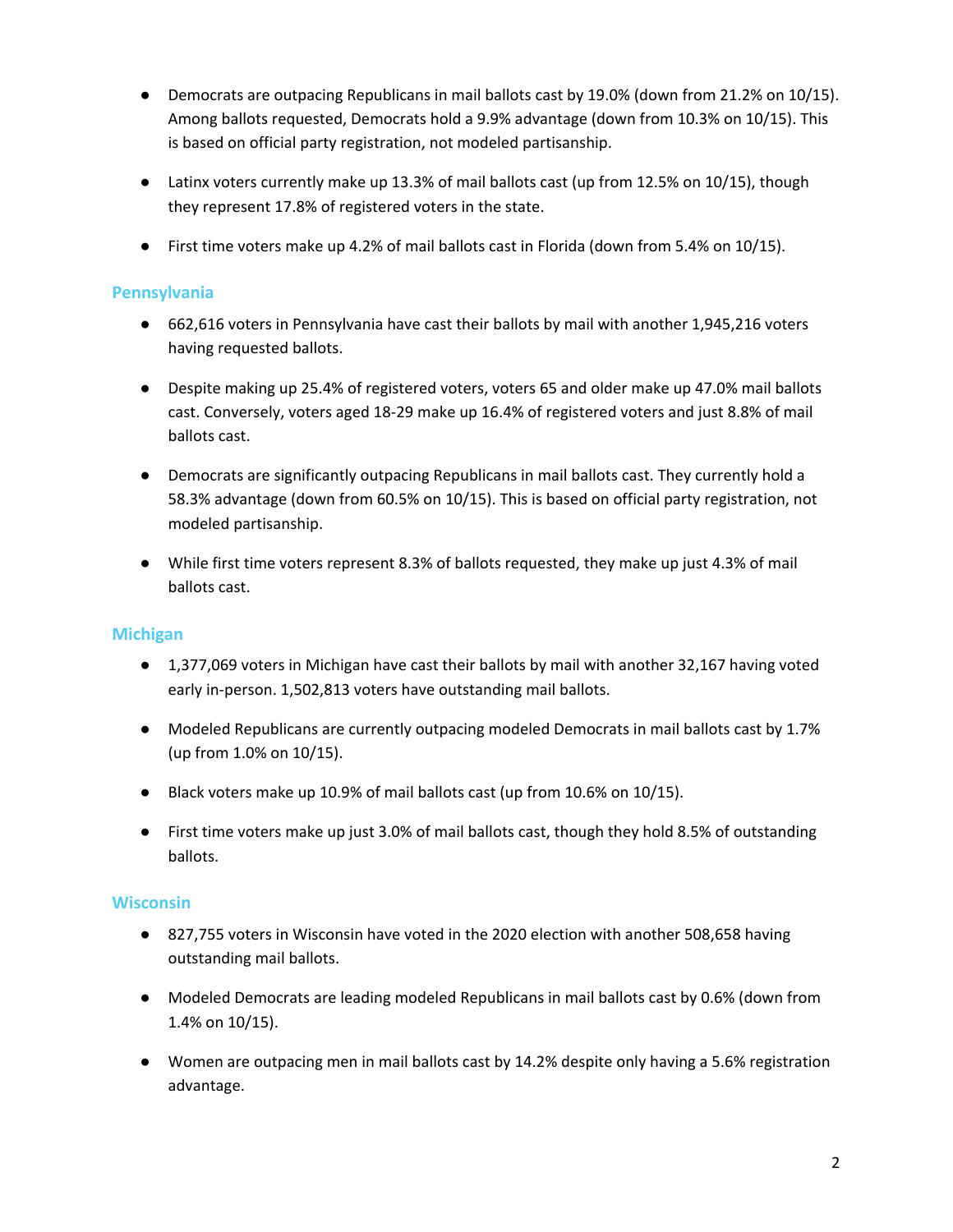- Democrats are outpacing Republicans in mail ballots cast by 19.0% (down from 21.2% on 10/15). Among ballots requested, Democrats hold a 9.9% advantage (down from 10.3% on 10/15). This is based on official party registration, not modeled partisanship.

- Latinx voters currently make up 13.3% of mail ballots cast (up from 12.5% on 10/15), though they represent 17.8% of registered voters in the state.

- First time voters make up 4.2% of mail ballots cast in Florida (down from 5.4% on 10/15).

### Pennsylvania

- 662,616 voters in Pennsylvania have cast their ballots by mail with another 1,945,216 voters having requested ballots.

- Despite making up 25.4% of registered voters, voters 65 and older make up 47.0% mail ballots cast. Conversely, voters aged 18-29 make up 16.4% of registered voters and just 8.8% of mail ballots cast.

- Democrats are significantly outpacing Republicans in mail ballots cast. They currently hold a 58.3% advantage (down from 60.5% on 10/15). This is based on official party registration, not modeled partisanship.

- While first time voters represent 8.3% of ballots requested, they make up just 4.3% of mail ballots cast.

### Michigan

- 1,377,069 voters in Michigan have cast their ballots by mail with another 32,167 having voted early in-person. 1,502,813 voters have outstanding mail ballots.

- Modeled Republicans are currently outpacing modeled Democrats in mail ballots cast by 1.7% (up from 1.0% on 10/15).

- Black voters make up 10.9% of mail ballots cast (up from 10.6% on 10/15).

- First time voters make up just 3.0% of mail ballots cast, though they hold 8.5% of outstanding ballots.

### Wisconsin

- 827,755 voters in Wisconsin have voted in the 2020 election with another 508,658 having outstanding mail ballots.

- Modeled Democrats are leading modeled Republicans in mail ballots cast by 0.6% (down from 1.4% on 10/15).

- Women are outpacing men in mail ballots cast by 14.2% despite only having a 5.6% registration advantage.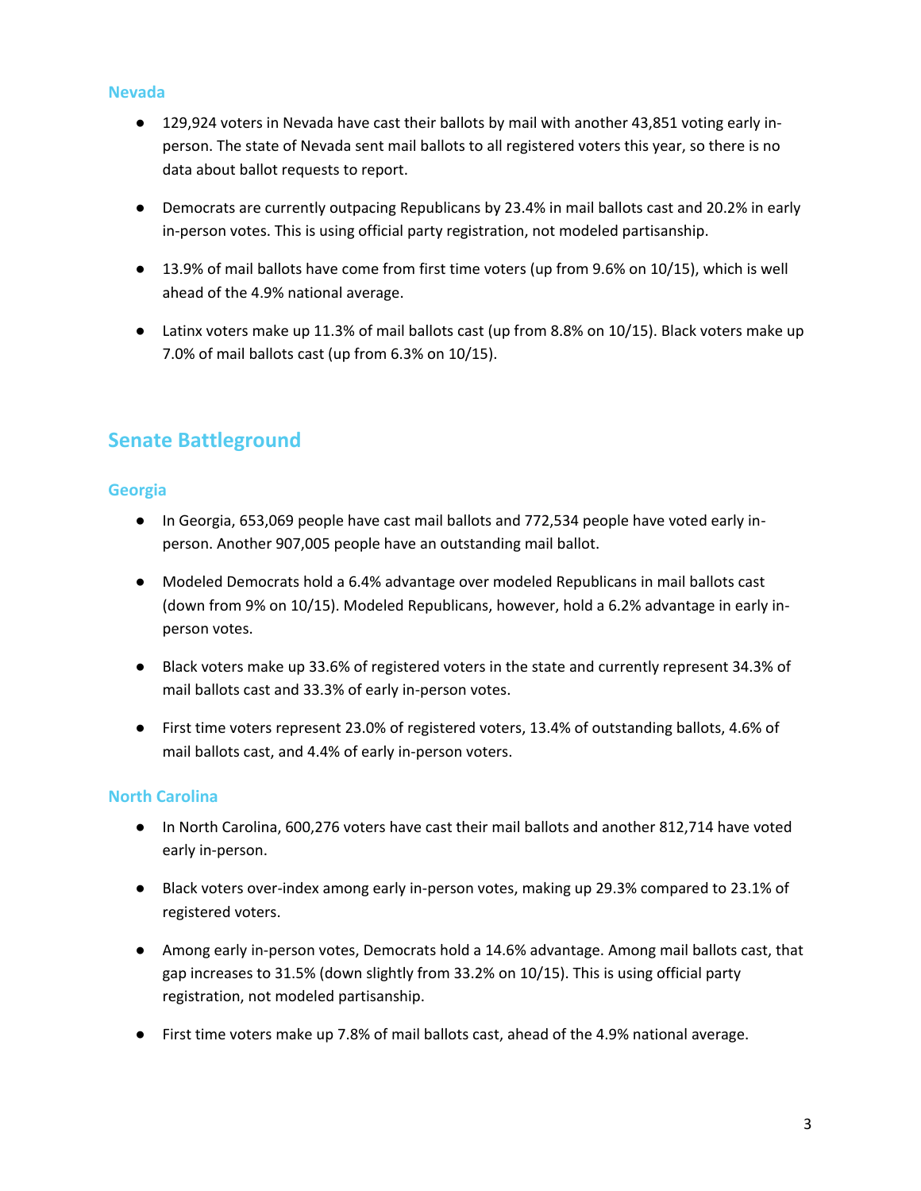### Nevada

- 129,924 voters in Nevada have cast their ballots by mail with another 43,851 voting early in-person. The state of Nevada sent mail ballots to all registered voters this year, so there is no data about ballot requests to report.
- Democrats are currently outpacing Republicans by 23.4% in mail ballots cast and 20.2% in early in-person votes. This is using official party registration, not modeled partisanship.
- 13.9% of mail ballots have come from first time voters (up from 9.6% on 10/15), which is well ahead of the 4.9% national average.
- Latinx voters make up 11.3% of mail ballots cast (up from 8.8% on 10/15). Black voters make up 7.0% of mail ballots cast (up from 6.3% on 10/15).

## Senate Battleground

### Georgia

- In Georgia, 653,069 people have cast mail ballots and 772,534 people have voted early in-person. Another 907,005 people have an outstanding mail ballot.
- Modeled Democrats hold a 6.4% advantage over modeled Republicans in mail ballots cast (down from 9% on 10/15). Modeled Republicans, however, hold a 6.2% advantage in early in-person votes.
- Black voters make up 33.6% of registered voters in the state and currently represent 34.3% of mail ballots cast and 33.3% of early in-person votes.
- First time voters represent 23.0% of registered voters, 13.4% of outstanding ballots, 4.6% of mail ballots cast, and 4.4% of early in-person voters.

### North Carolina

- In North Carolina, 600,276 voters have cast their mail ballots and another 812,714 have voted early in-person.
- Black voters over-index among early in-person votes, making up 29.3% compared to 23.1% of registered voters.
- Among early in-person votes, Democrats hold a 14.6% advantage. Among mail ballots cast, that gap increases to 31.5% (down slightly from 33.2% on 10/15). This is using official party registration, not modeled partisanship.
- First time voters make up 7.8% of mail ballots cast, ahead of the 4.9% national average.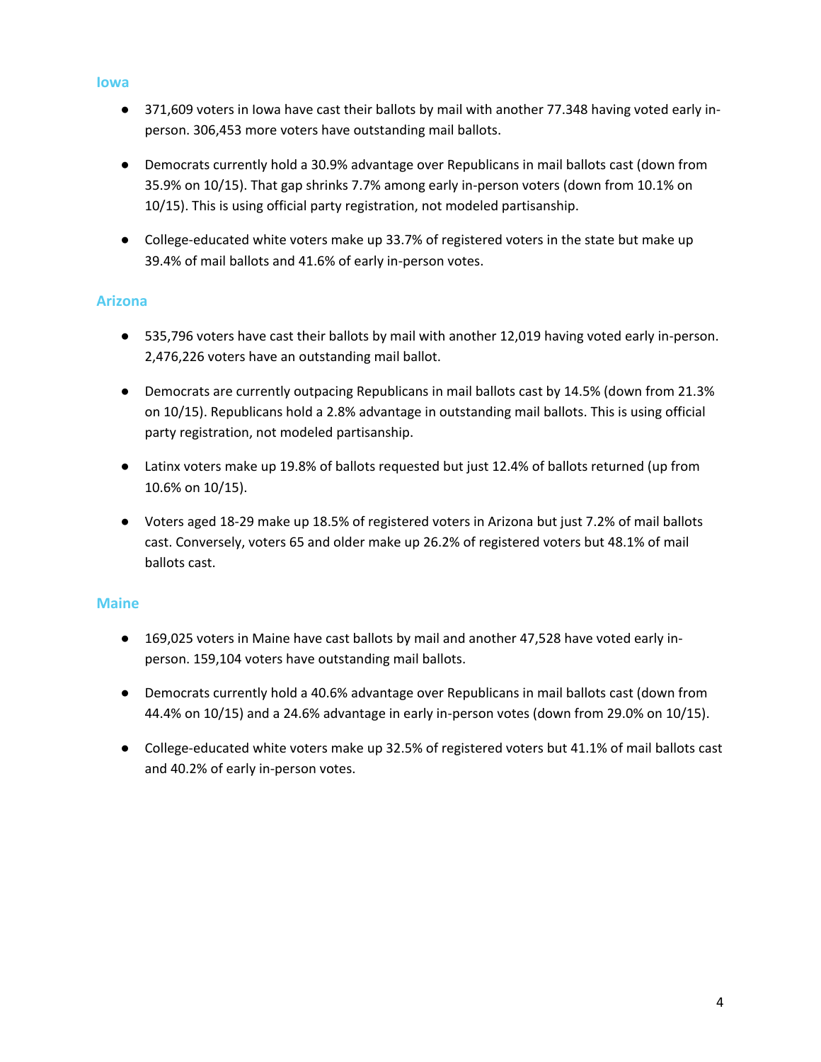## Iowa

- 371,609 voters in Iowa have cast their ballots by mail with another 77.348 having voted early in-person. 306,453 more voters have outstanding mail ballots.
- Democrats currently hold a 30.9% advantage over Republicans in mail ballots cast (down from 35.9% on 10/15). That gap shrinks 7.7% among early in-person voters (down from 10.1% on 10/15). This is using official party registration, not modeled partisanship.
- College-educated white voters make up 33.7% of registered voters in the state but make up 39.4% of mail ballots and 41.6% of early in-person votes.

## Arizona

- 535,796 voters have cast their ballots by mail with another 12,019 having voted early in-person. 2,476,226 voters have an outstanding mail ballot.
- Democrats are currently outpacing Republicans in mail ballots cast by 14.5% (down from 21.3% on 10/15). Republicans hold a 2.8% advantage in outstanding mail ballots. This is using official party registration, not modeled partisanship.
- Latinx voters make up 19.8% of ballots requested but just 12.4% of ballots returned (up from 10.6% on 10/15).
- Voters aged 18-29 make up 18.5% of registered voters in Arizona but just 7.2% of mail ballots cast. Conversely, voters 65 and older make up 26.2% of registered voters but 48.1% of mail ballots cast.

## Maine

- 169,025 voters in Maine have cast ballots by mail and another 47,528 have voted early in-person. 159,104 voters have outstanding mail ballots.
- Democrats currently hold a 40.6% advantage over Republicans in mail ballots cast (down from 44.4% on 10/15) and a 24.6% advantage in early in-person votes (down from 29.0% on 10/15).
- College-educated white voters make up 32.5% of registered voters but 41.1% of mail ballots cast and 40.2% of early in-person votes.